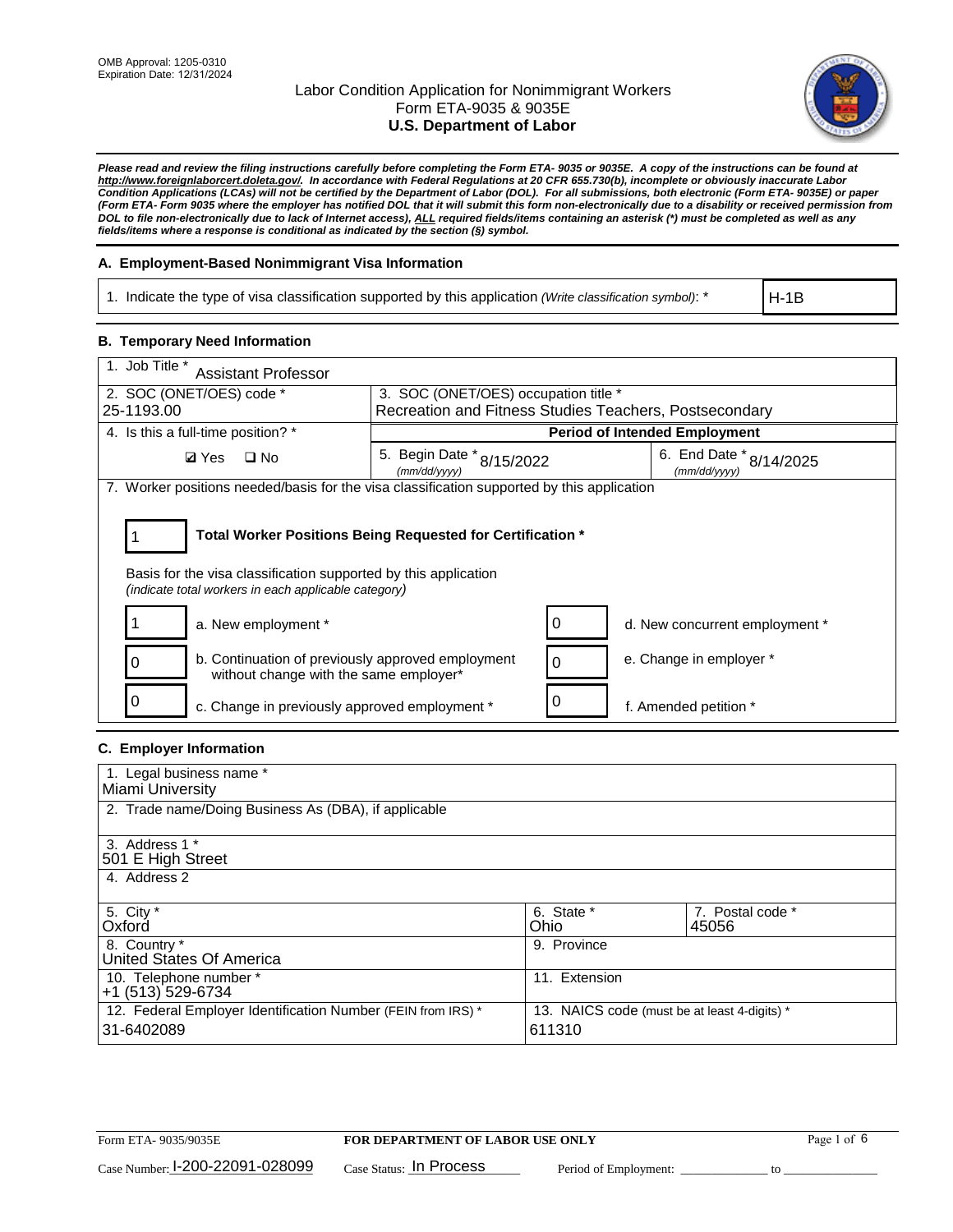OMB Approval: 1205-0310
Expiration Date: 12/31/2024

# Labor Condition Application for Nonimmigrant Workers
## Form ETA-9035 & 9035E
## U.S. Department of Labor

***Please read and review the filing instructions carefully before completing the Form ETA- 9035 or 9035E. A copy of the instructions can be found at http://www.foreignlaborcert.doleta.gov/. In accordance with Federal Regulations at 20 CFR 655.730(b), incomplete or obviously inaccurate Labor Condition Applications (LCAs) will not be certified by the Department of Labor (DOL). For all submissions, both electronic (Form ETA- 9035E) or paper (Form ETA- Form 9035 where the employer has notified DOL that it will submit this form non-electronically due to a disability or received permission from DOL to file non-electronically due to lack of Internet access), ALL required fields/items containing an asterisk (*) must be completed as well as any fields/items where a response is conditional as indicated by the section (§) symbol.***

### A. Employment-Based Nonimmigrant Visa Information

| 1. Indicate the type of visa classification supported by this application *(Write classification symbol)*: * | H-1B |
|---|---|

### B. Temporary Need Information

| 1. Job Title * Assistant Professor | | |
|---|---|---|
| 2. SOC (ONET/OES) code * 25-1193.00 | 3. SOC (ONET/OES) occupation title * Recreation and Fitness Studies Teachers, Postsecondary | |
| 4. Is this a full-time position? * | Period of Intended Employment | |
| ☑ Yes ☐ No | 5. Begin Date * *(mm/dd/yyyy)* 8/15/2022 | 6. End Date * *(mm/dd/yyyy)* 8/14/2025 |

7. Worker positions needed/basis for the visa classification supported by this application

**1** — **Total Worker Positions Being Requested for Certification ***

Basis for the visa classification supported by this application
*(indicate total workers in each applicable category)*

| Count | Category | Count | Category |
|---|---|---|---|
| 1 | a. New employment * | 0 | d. New concurrent employment * |
| 0 | b. Continuation of previously approved employment without change with the same employer* | 0 | e. Change in employer * |
| 0 | c. Change in previously approved employment * | 0 | f. Amended petition * |

### C. Employer Information

| 1. Legal business name * Miami University | | |
|---|---|---|
| 2. Trade name/Doing Business As (DBA), if applicable | | |
| 3. Address 1 * 501 E High Street | | |
| 4. Address 2 | | |
| 5. City * Oxford | 6. State * Ohio | 7. Postal code * 45056 |
| 8. Country * United States Of America | 9. Province | |
| 10. Telephone number * +1 (513) 529-6734 | 11. Extension | |
| 12. Federal Employer Identification Number (FEIN from IRS) * 31-6402089 | 13. NAICS code (must be at least 4-digits) * 611310 | |

Form ETA- 9035/9035E — **FOR DEPARTMENT OF LABOR USE ONLY**

Case Number: I-200-22091-028099 Case Status: In Process Period of Employment: _____________ to _____________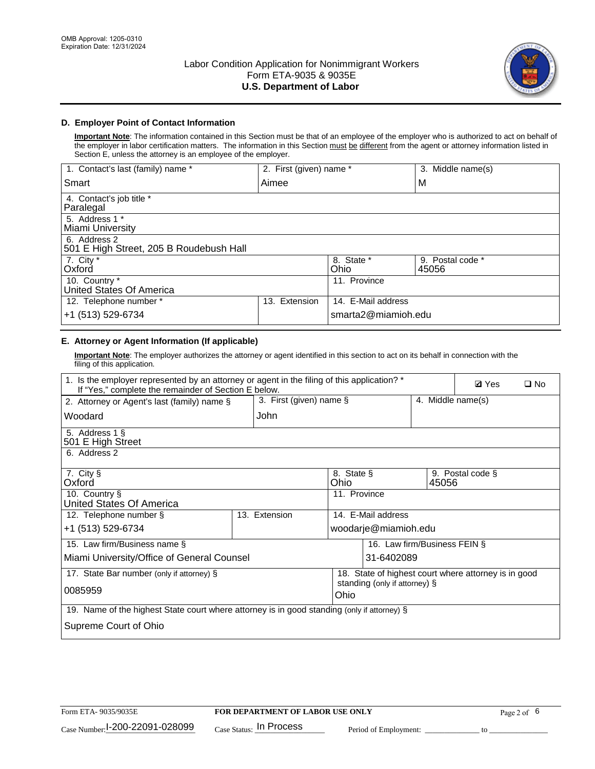OMB Approval: 1205-0310
Expiration Date: 12/31/2024

# Labor Condition Application for Nonimmigrant Workers
# Form ETA-9035 & 9035E
# U.S. Department of Labor

## D. Employer Point of Contact Information

**Important Note**: The information contained in this Section must be that of an employee of the employer who is authorized to act on behalf of the employer in labor certification matters. The information in this Section must be different from the agent or attorney information listed in Section E, unless the attorney is an employee of the employer.

| 1. Contact's last (family) name * | 2. First (given) name * | 3. Middle name(s) |
|---|---|---|
| Smart | Aimee | M |
| 4. Contact's job title * Paralegal | | |
| 5. Address 1 * Miami University | | |
| 6. Address 2 501 E High Street, 205 B Roudebush Hall | | |
| 7. City * Oxford | 8. State * Ohio | 9. Postal code * 45056 |
| 10. Country * United States Of America | 11. Province | |
| 12. Telephone number * +1 (513) 529-6734 | 13. Extension | 14. E-Mail address smarta2@miamioh.edu |

## E. Attorney or Agent Information (If applicable)

**Important Note**: The employer authorizes the attorney or agent identified in this section to act on its behalf in connection with the filing of this application.

| 1. Is the employer represented by an attorney or agent in the filing of this application? * If "Yes," complete the remainder of Section E below. | | ☑ Yes ☐ No |
|---|---|---|
| 2. Attorney or Agent's last (family) name § Woodard | 3. First (given) name § John | 4. Middle name(s) |
| 5. Address 1 § 501 E High Street | | |
| 6. Address 2 | | |
| 7. City § Oxford | 8. State § Ohio | 9. Postal code § 45056 |
| 10. Country § United States Of America | 11. Province | |
| 12. Telephone number § +1 (513) 529-6734 | 13. Extension | 14. E-Mail address woodarje@miamioh.edu |
| 15. Law firm/Business name § Miami University/Office of General Counsel | | 16. Law firm/Business FEIN § 31-6402089 |
| 17. State Bar number (only if attorney) § 0085959 | | 18. State of highest court where attorney is in good standing (only if attorney) § Ohio |
| 19. Name of the highest State court where attorney is in good standing (only if attorney) § Supreme Court of Ohio | | |

Form ETA- 9035/9035E | **FOR DEPARTMENT OF LABOR USE ONLY**

Case Number: I-200-22091-028099 Case Status: In Process Period of Employment: _____________ to _______________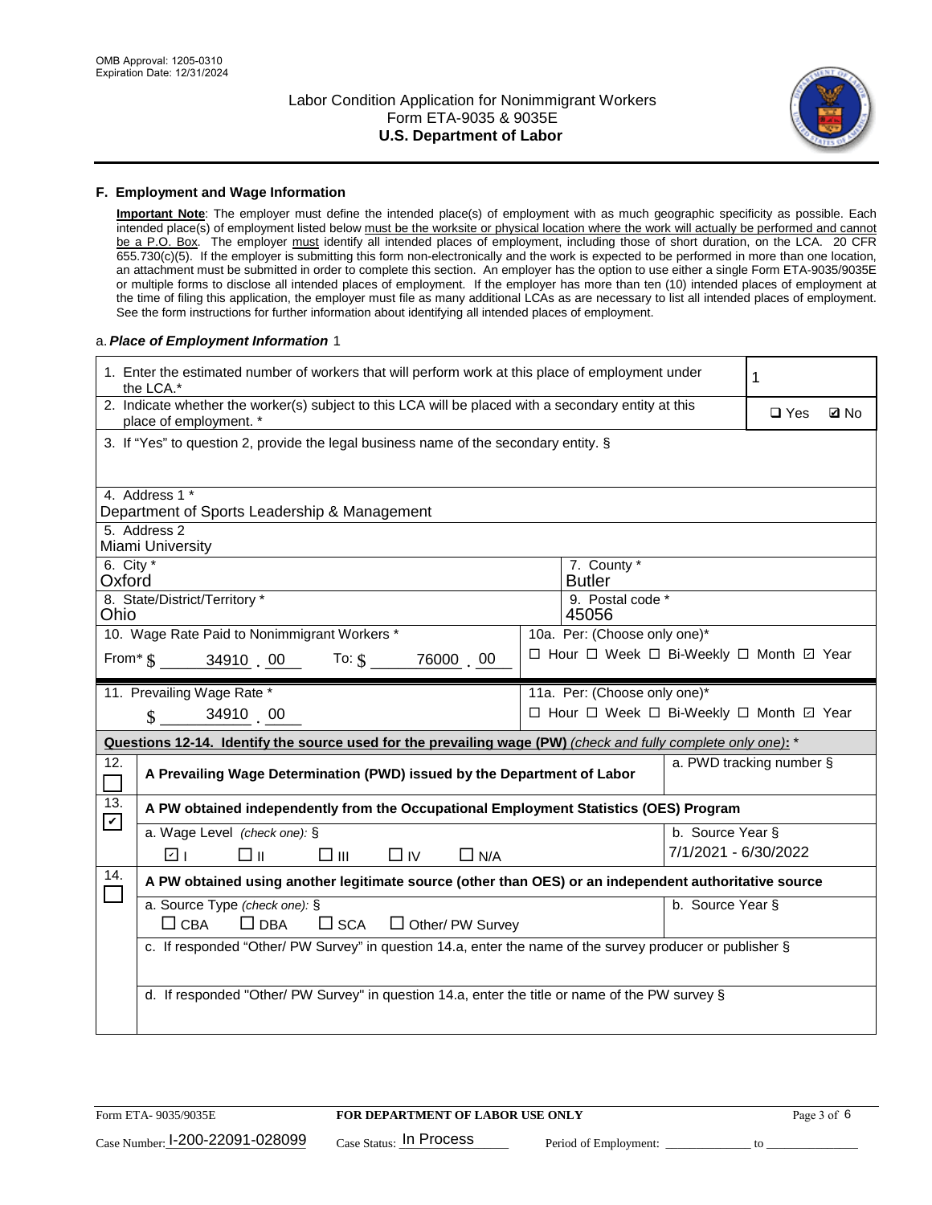## F. Employment and Wage Information

**Important Note**: The employer must define the intended place(s) of employment with as much geographic specificity as possible. Each intended place(s) of employment listed below must be the worksite or physical location where the work will actually be performed and cannot be a P.O. Box. The employer must identify all intended places of employment, including those of short duration, on the LCA. 20 CFR 655.730(c)(5). If the employer is submitting this form non-electronically and the work is expected to be performed in more than one location, an attachment must be submitted in order to complete this section. An employer has the option to use either a single Form ETA-9035/9035E or multiple forms to disclose all intended places of employment. If the employer has more than ten (10) intended places of employment at the time of filing this application, the employer must file as many additional LCAs as are necessary to list all intended places of employment. See the form instructions for further information about identifying all intended places of employment.

a. ***Place of Employment Information*** 1

1. Enter the estimated number of workers that will perform work at this place of employment under the LCA.* **1**

2. Indicate whether the worker(s) subject to this LCA will be placed with a secondary entity at this place of employment. * ☐ Yes ☑ No

3. If "Yes" to question 2, provide the legal business name of the secondary entity. §

4. Address 1 *
Department of Sports Leadership & Management

5. Address 2
Miami University

6. City *
Oxford

7. County *
Butler

8. State/District/Territory *
Ohio

9. Postal code *
45056

10. Wage Rate Paid to Nonimmigrant Workers *
From* $ 34910 . 00 To: $ 76000 . 00

10a. Per: (Choose only one)*
☐ Hour ☐ Week ☐ Bi-Weekly ☐ Month ☑ Year

11. Prevailing Wage Rate *
$ 34910 . 00

11a. Per: (Choose only one)*
☐ Hour ☐ Week ☐ Bi-Weekly ☐ Month ☑ Year

**Questions 12-14. Identify the source used for the prevailing wage (PW)** *(check and fully complete only one)*: *

12. ☐ **A Prevailing Wage Determination (PWD) issued by the Department of Labor**
a. PWD tracking number §

13. ☑ **A PW obtained independently from the Occupational Employment Statistics (OES) Program**
a. Wage Level *(check one):* §
☑ I ☐ II ☐ III ☐ IV ☐ N/A
b. Source Year §
7/1/2021 - 6/30/2022

14. ☐ **A PW obtained using another legitimate source (other than OES) or an independent authoritative source**
a. Source Type *(check one):* §
☐ CBA ☐ DBA ☐ SCA ☐ Other/ PW Survey
b. Source Year §
c. If responded "Other/ PW Survey" in question 14.a, enter the name of the survey producer or publisher §
d. If responded "Other/ PW Survey" in question 14.a, enter the title or name of the PW survey §

Form ETA- 9035/9035E | **FOR DEPARTMENT OF LABOR USE ONLY**

Case Number: I-200-22091-028099 Case Status: In Process Period of Employment: ______ to ______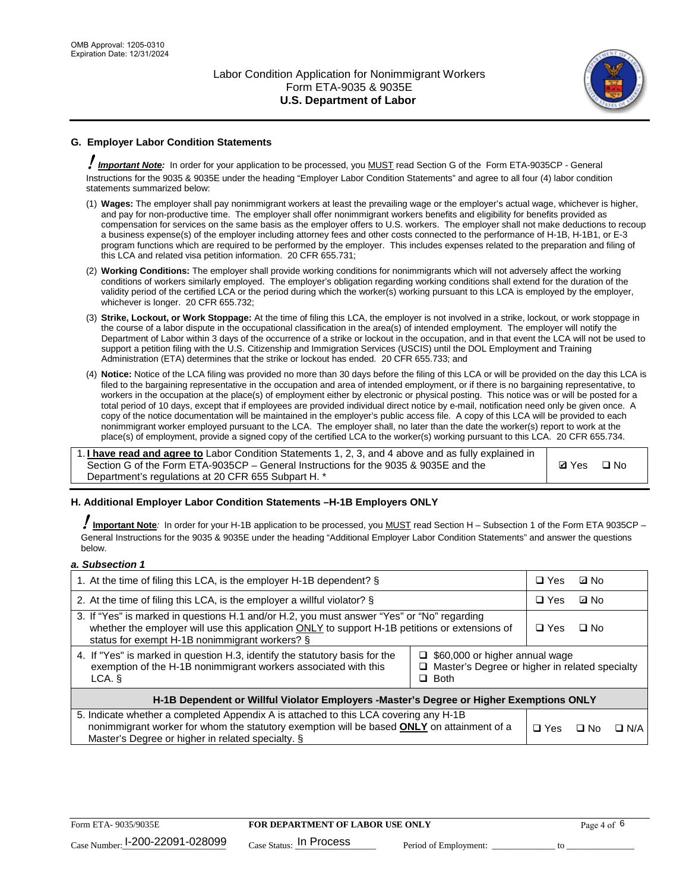## G. Employer Labor Condition Statements

! ***Important Note:*** In order for your application to be processed, you MUST read Section G of the Form ETA-9035CP - General Instructions for the 9035 & 9035E under the heading "Employer Labor Condition Statements" and agree to all four (4) labor condition statements summarized below:

(1) **Wages:** The employer shall pay nonimmigrant workers at least the prevailing wage or the employer's actual wage, whichever is higher, and pay for non-productive time. The employer shall offer nonimmigrant workers benefits and eligibility for benefits provided as compensation for services on the same basis as the employer offers to U.S. workers. The employer shall not make deductions to recoup a business expense(s) of the employer including attorney fees and other costs connected to the performance of H-1B, H-1B1, or E-3 program functions which are required to be performed by the employer. This includes expenses related to the preparation and filing of this LCA and related visa petition information. 20 CFR 655.731;

(2) **Working Conditions:** The employer shall provide working conditions for nonimmigrants which will not adversely affect the working conditions of workers similarly employed. The employer's obligation regarding working conditions shall extend for the duration of the validity period of the certified LCA or the period during which the worker(s) working pursuant to this LCA is employed by the employer, whichever is longer. 20 CFR 655.732;

(3) **Strike, Lockout, or Work Stoppage:** At the time of filing this LCA, the employer is not involved in a strike, lockout, or work stoppage in the course of a labor dispute in the occupational classification in the area(s) of intended employment. The employer will notify the Department of Labor within 3 days of the occurrence of a strike or lockout in the occupation, and in that event the LCA will not be used to support a petition filing with the U.S. Citizenship and Immigration Services (USCIS) until the DOL Employment and Training Administration (ETA) determines that the strike or lockout has ended. 20 CFR 655.733; and

(4) **Notice:** Notice of the LCA filing was provided no more than 30 days before the filing of this LCA or will be provided on the day this LCA is filed to the bargaining representative in the occupation and area of intended employment, or if there is no bargaining representative, to workers in the occupation at the place(s) of employment either by electronic or physical posting. This notice was or will be posted for a total period of 10 days, except that if employees are provided individual direct notice by e-mail, notification need only be given once. A copy of the notice documentation will be maintained in the employer's public access file. A copy of this LCA will be provided to each nonimmigrant worker employed pursuant to the LCA. The employer shall, no later than the date the worker(s) report to work at the place(s) of employment, provide a signed copy of the certified LCA to the worker(s) working pursuant to this LCA. 20 CFR 655.734.

| | |
|---|---|
| 1. **I have read and agree to** Labor Condition Statements 1, 2, 3, and 4 above and as fully explained in Section G of the Form ETA-9035CP – General Instructions for the 9035 & 9035E and the Department's regulations at 20 CFR 655 Subpart H. * | ☑ Yes ☐ No |

## H. Additional Employer Labor Condition Statements –H-1B Employers ONLY

! **Important Note**: In order for your H-1B application to be processed, you MUST read Section H – Subsection 1 of the Form ETA 9035CP – General Instructions for the 9035 & 9035E under the heading "Additional Employer Labor Condition Statements" and answer the questions below.

*a. Subsection 1*

| | |
|---|---|
| 1. At the time of filing this LCA, is the employer H-1B dependent? § | ☐ Yes ☑ No |
| 2. At the time of filing this LCA, is the employer a willful violator? § | ☐ Yes ☑ No |
| 3. If "Yes" is marked in questions H.1 and/or H.2, you must answer "Yes" or "No" regarding whether the employer will use this application ONLY to support H-1B petitions or extensions of status for exempt H-1B nonimmigrant workers? § | ☐ Yes ☐ No |
| 4. If "Yes" is marked in question H.3, identify the statutory basis for the exemption of the H-1B nonimmigrant workers associated with this LCA. § | ☐ $60,000 or higher annual wage<br>☐ Master's Degree or higher in related specialty<br>☐ Both |
| **H-1B Dependent or Willful Violator Employers -Master's Degree or Higher Exemptions ONLY** | |
| 5. Indicate whether a completed Appendix A is attached to this LCA covering any H-1B nonimmigrant worker for whom the statutory exemption will be based **ONLY** on attainment of a Master's Degree or higher in related specialty. § | ☐ Yes ☐ No ☐ N/A |

Case Number: I-200-22091-028099 Case Status: In Process Period of Employment: _____________ to _______________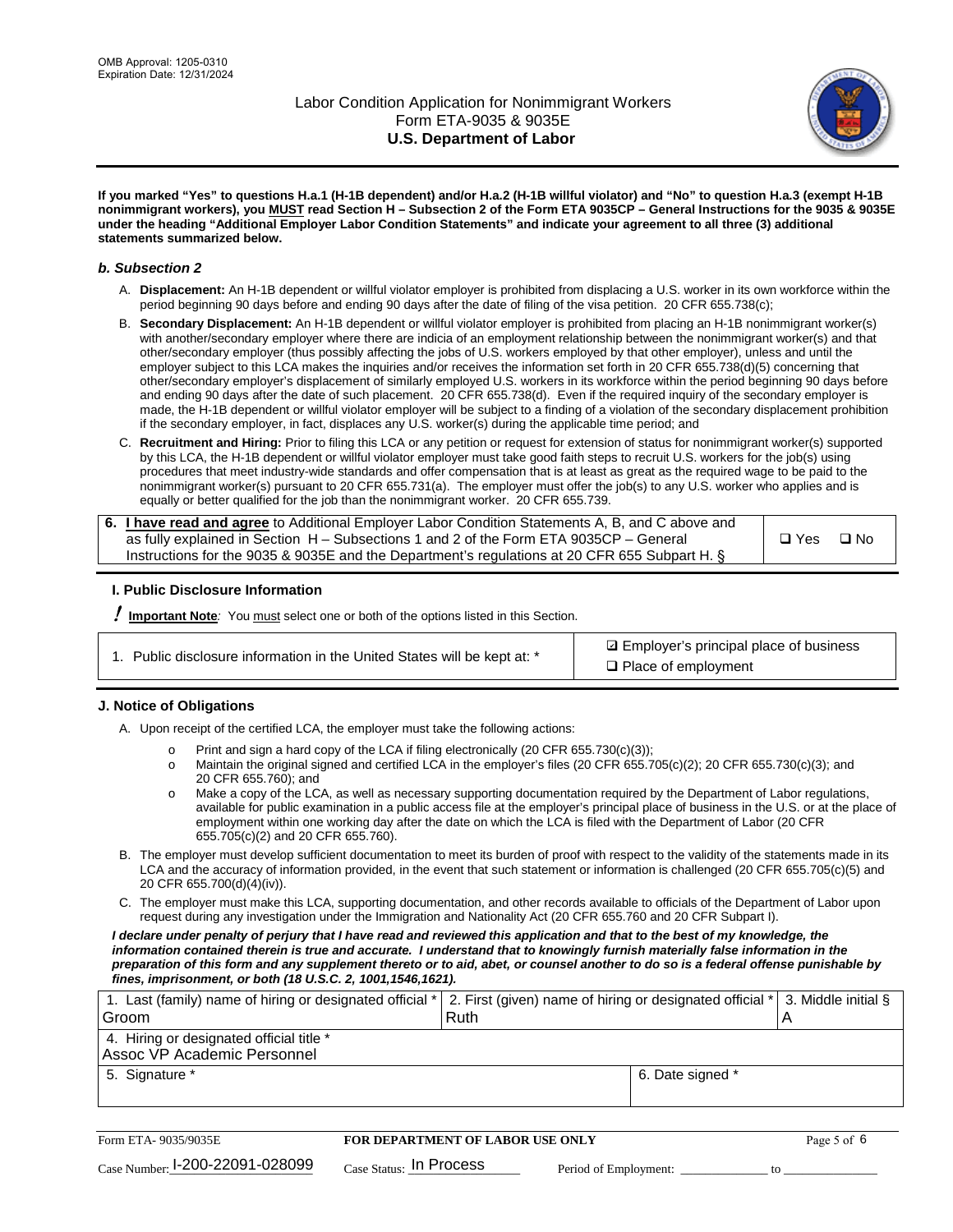**If you marked "Yes" to questions H.a.1 (H-1B dependent) and/or H.a.2 (H-1B willful violator) and "No" to question H.a.3 (exempt H-1B nonimmigrant workers), you MUST read Section H – Subsection 2 of the Form ETA 9035CP – General Instructions for the 9035 & 9035E under the heading "Additional Employer Labor Condition Statements" and indicate your agreement to all three (3) additional statements summarized below.**

### *b. Subsection 2*

A. **Displacement:** An H-1B dependent or willful violator employer is prohibited from displacing a U.S. worker in its own workforce within the period beginning 90 days before and ending 90 days after the date of filing of the visa petition. 20 CFR 655.738(c);

B. **Secondary Displacement:** An H-1B dependent or willful violator employer is prohibited from placing an H-1B nonimmigrant worker(s) with another/secondary employer where there are indicia of an employment relationship between the nonimmigrant worker(s) and that other/secondary employer (thus possibly affecting the jobs of U.S. workers employed by that other employer), unless and until the employer subject to this LCA makes the inquiries and/or receives the information set forth in 20 CFR 655.738(d)(5) concerning that other/secondary employer's displacement of similarly employed U.S. workers in its workforce within the period beginning 90 days before and ending 90 days after the date of such placement. 20 CFR 655.738(d). Even if the required inquiry of the secondary employer is made, the H-1B dependent or willful violator employer will be subject to a finding of a violation of the secondary displacement prohibition if the secondary employer, in fact, displaces any U.S. worker(s) during the applicable time period; and

C. **Recruitment and Hiring:** Prior to filing this LCA or any petition or request for extension of status for nonimmigrant worker(s) supported by this LCA, the H-1B dependent or willful violator employer must take good faith steps to recruit U.S. workers for the job(s) using procedures that meet industry-wide standards and offer compensation that is at least as great as the required wage to be paid to the nonimmigrant worker(s) pursuant to 20 CFR 655.731(a). The employer must offer the job(s) to any U.S. worker who applies and is equally or better qualified for the job than the nonimmigrant worker. 20 CFR 655.739.

| 6. **I have read and agree** to Additional Employer Labor Condition Statements A, B, and C above and as fully explained in Section H – Subsections 1 and 2 of the Form ETA 9035CP – General Instructions for the 9035 & 9035E and the Department's regulations at 20 CFR 655 Subpart H. § | ❑ Yes ❑ No |
|---|---|

## I. Public Disclosure Information

**! Important Note***:* You must select one or both of the options listed in this Section.

| 1. Public disclosure information in the United States will be kept at: * | ☑ Employer's principal place of business<br>❑ Place of employment |
|---|---|

## J. Notice of Obligations

A. Upon receipt of the certified LCA, the employer must take the following actions:

- Print and sign a hard copy of the LCA if filing electronically (20 CFR 655.730(c)(3));
- Maintain the original signed and certified LCA in the employer's files (20 CFR 655.705(c)(2); 20 CFR 655.730(c)(3); and 20 CFR 655.760); and
- Make a copy of the LCA, as well as necessary supporting documentation required by the Department of Labor regulations, available for public examination in a public access file at the employer's principal place of business in the U.S. or at the place of employment within one working day after the date on which the LCA is filed with the Department of Labor (20 CFR 655.705(c)(2) and 20 CFR 655.760).

B. The employer must develop sufficient documentation to meet its burden of proof with respect to the validity of the statements made in its LCA and the accuracy of information provided, in the event that such statement or information is challenged (20 CFR 655.705(c)(5) and 20 CFR 655.700(d)(4)(iv)).

C. The employer must make this LCA, supporting documentation, and other records available to officials of the Department of Labor upon request during any investigation under the Immigration and Nationality Act (20 CFR 655.760 and 20 CFR Subpart I).

***I declare under penalty of perjury that I have read and reviewed this application and that to the best of my knowledge, the information contained therein is true and accurate. I understand that to knowingly furnish materially false information in the preparation of this form and any supplement thereto or to aid, abet, or counsel another to do so is a federal offense punishable by fines, imprisonment, or both (18 U.S.C. 2, 1001,1546,1621).***

| 1. Last (family) name of hiring or designated official *<br>Groom | 2. First (given) name of hiring or designated official *<br>Ruth | 3. Middle initial §<br>A |
|---|---|---|
| 4. Hiring or designated official title *<br>Assoc VP Academic Personnel | | |
| 5. Signature * | 6. Date signed * | |

Form ETA- 9035/9035E | **FOR DEPARTMENT OF LABOR USE ONLY**

Case Number: I-200-22091-028099 Case Status: In Process Period of Employment: _____________ to _____________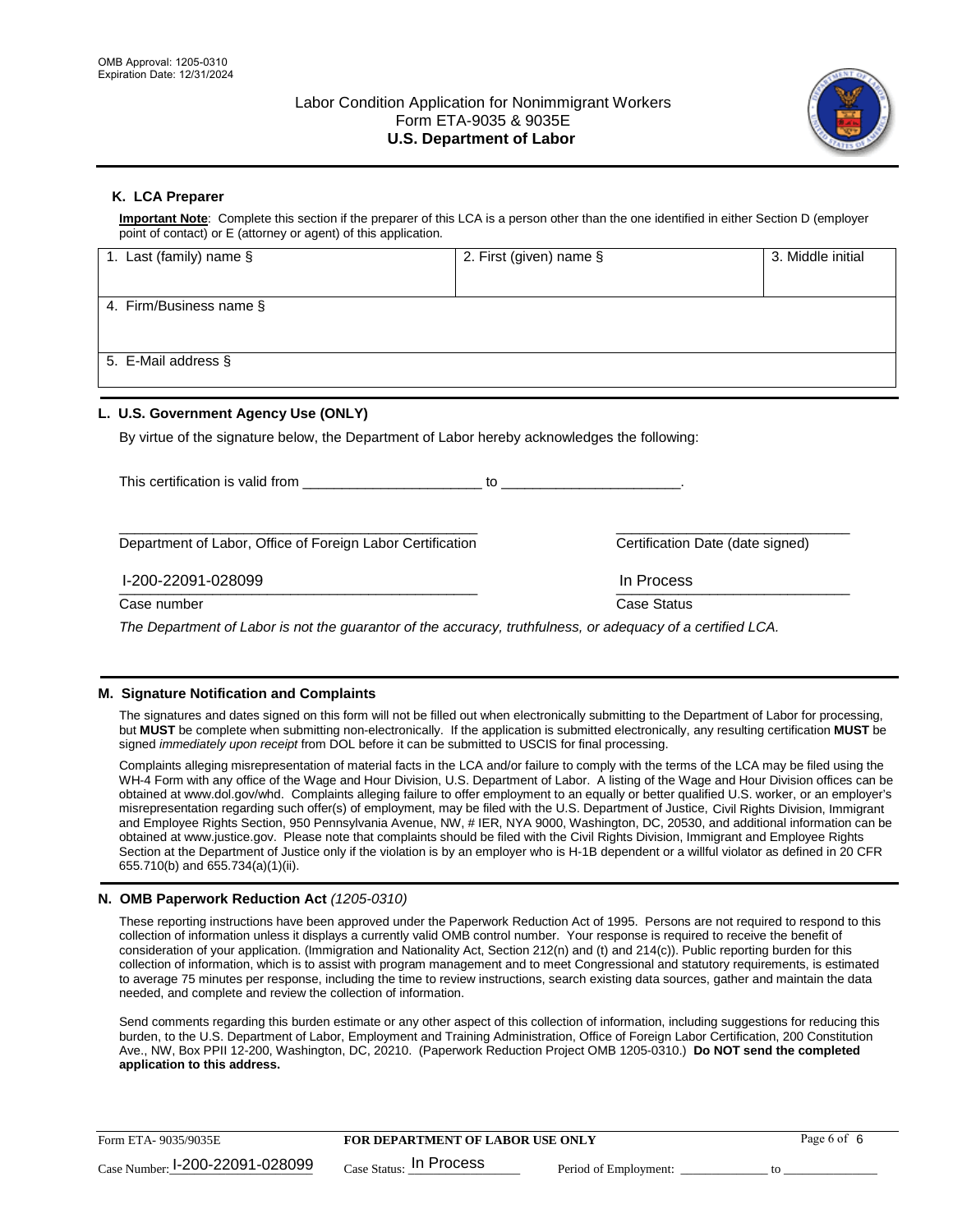OMB Approval: 1205-0310
Expiration Date: 12/31/2024

# Labor Condition Application for Nonimmigrant Workers
## Form ETA-9035 & 9035E
## U.S. Department of Labor

### K. LCA Preparer

**Important Note**: Complete this section if the preparer of this LCA is a person other than the one identified in either Section D (employer point of contact) or E (attorney or agent) of this application.

| 1. Last (family) name § | 2. First (given) name § | 3. Middle initial |
|---|---|---|
| 4. Firm/Business name § | | |
| 5. E-Mail address § | | |

### L. U.S. Government Agency Use (ONLY)

By virtue of the signature below, the Department of Labor hereby acknowledges the following:

This certification is valid from _______________________ to _______________________.

_______________________________________________ Department of Labor, Office of Foreign Labor Certification

_______________________________ Certification Date (date signed)

I-200-22091-028099
Case number

In Process
Case Status

*The Department of Labor is not the guarantor of the accuracy, truthfulness, or adequacy of a certified LCA.*

### M. Signature Notification and Complaints

The signatures and dates signed on this form will not be filled out when electronically submitting to the Department of Labor for processing, but **MUST** be complete when submitting non-electronically. If the application is submitted electronically, any resulting certification **MUST** be signed *immediately upon receipt* from DOL before it can be submitted to USCIS for final processing.

Complaints alleging misrepresentation of material facts in the LCA and/or failure to comply with the terms of the LCA may be filed using the WH-4 Form with any office of the Wage and Hour Division, U.S. Department of Labor. A listing of the Wage and Hour Division offices can be obtained at www.dol.gov/whd. Complaints alleging failure to offer employment to an equally or better qualified U.S. worker, or an employer's misrepresentation regarding such offer(s) of employment, may be filed with the U.S. Department of Justice, Civil Rights Division, Immigrant and Employee Rights Section, 950 Pennsylvania Avenue, NW, # IER, NYA 9000, Washington, DC, 20530, and additional information can be obtained at www.justice.gov. Please note that complaints should be filed with the Civil Rights Division, Immigrant and Employee Rights Section at the Department of Justice only if the violation is by an employer who is H-1B dependent or a willful violator as defined in 20 CFR 655.710(b) and 655.734(a)(1)(ii).

### N. OMB Paperwork Reduction Act *(1205-0310)*

These reporting instructions have been approved under the Paperwork Reduction Act of 1995. Persons are not required to respond to this collection of information unless it displays a currently valid OMB control number. Your response is required to receive the benefit of consideration of your application. (Immigration and Nationality Act, Section 212(n) and (t) and 214(c)). Public reporting burden for this collection of information, which is to assist with program management and to meet Congressional and statutory requirements, is estimated to average 75 minutes per response, including the time to review instructions, search existing data sources, gather and maintain the data needed, and complete and review the collection of information.

Send comments regarding this burden estimate or any other aspect of this collection of information, including suggestions for reducing this burden, to the U.S. Department of Labor, Employment and Training Administration, Office of Foreign Labor Certification, 200 Constitution Ave., NW, Box PPII 12-200, Washington, DC, 20210. (Paperwork Reduction Project OMB 1205-0310.) **Do NOT send the completed application to this address.**